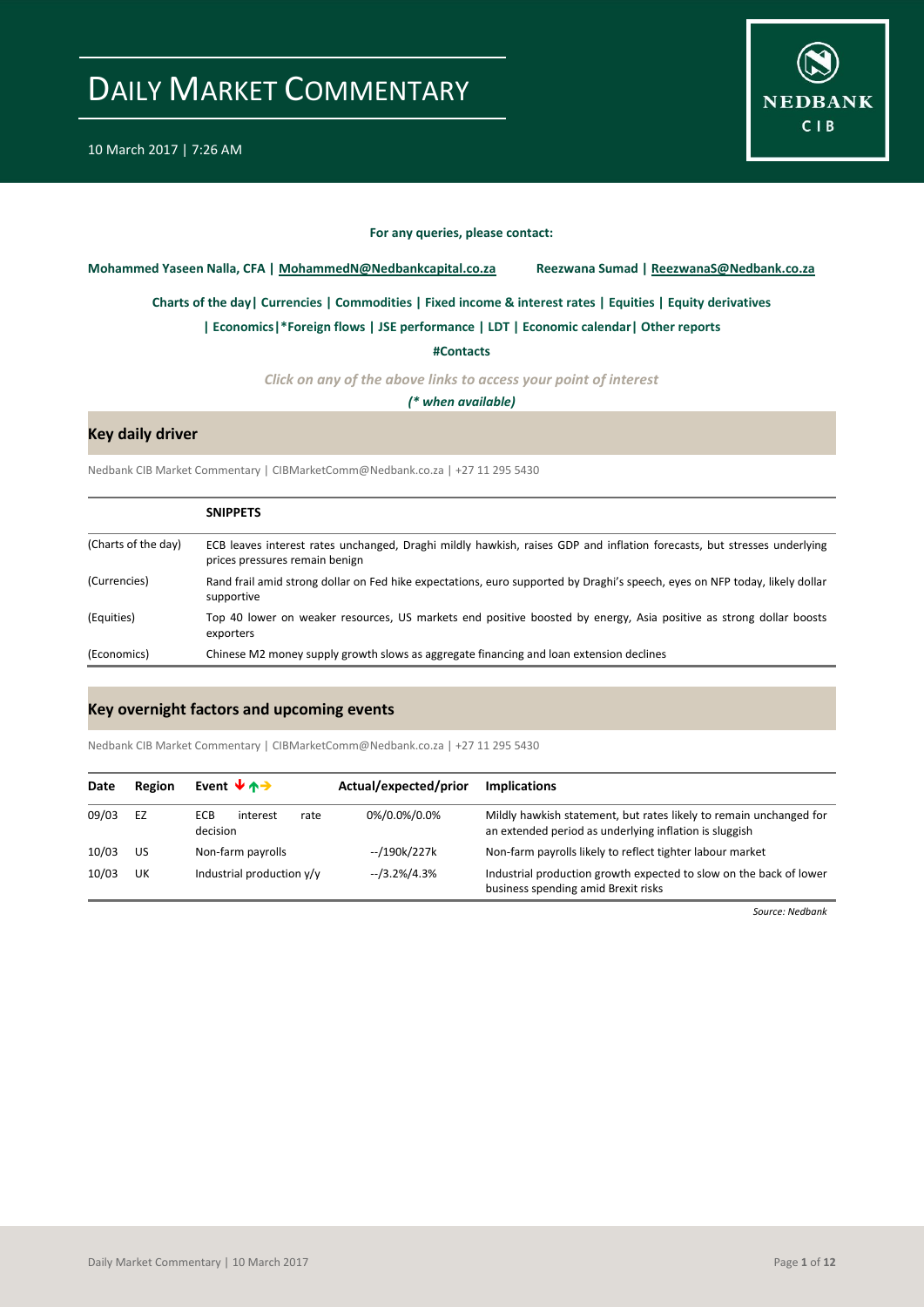# DAILY MARKET COMMENTARY

10 March 2017 | 7:26 AM

**For any queries, please contact:**

**Mohammed Yaseen Nalla, CFA | MohammedN@Nedbankcapital.co.za**   **Reezwana Sumad | ReezwanaS@Nedbank.co.za**

**Charts of the day| Currencies | Commodities | Fixed income & interest rates | Equities | Equity derivatives**

**| Economics|*Foreign flows | JSE performance | LDT | Economic calendar| Other reports**

**#Contacts**

*Click on any of the above links to access your point of interest*

***(* when available)***

## Key daily driver

Nedbank CIB Market Commentary | CIBMarketComm@Nedbank.co.za | +27 11 295 5430

| | **SNIPPETS** |
|---|---|
| (Charts of the day) | ECB leaves interest rates unchanged, Draghi mildly hawkish, raises GDP and inflation forecasts, but stresses underlying prices pressures remain benign |
| (Currencies) | Rand frail amid strong dollar on Fed hike expectations, euro supported by Draghi's speech, eyes on NFP today, likely dollar supportive |
| (Equities) | Top 40 lower on weaker resources, US markets end positive boosted by energy, Asia positive as strong dollar boosts exporters |
| (Economics) | Chinese M2 money supply growth slows as aggregate financing and loan extension declines |

## Key overnight factors and upcoming events

Nedbank CIB Market Commentary | CIBMarketComm@Nedbank.co.za | +27 11 295 5430

| Date | Region | Event | Actual/expected/prior | Implications |
|---|---|---|---|---|
| 09/03 | EZ | ECB interest rate decision | 0%/0.0%/0.0% | Mildly hawkish statement, but rates likely to remain unchanged for an extended period as underlying inflation is sluggish |
| 10/03 | US | Non-farm payrolls | --/190k/227k | Non-farm payrolls likely to reflect tighter labour market |
| 10/03 | UK | Industrial production y/y | --/3.2%/4.3% | Industrial production growth expected to slow on the back of lower business spending amid Brexit risks |

*Source: Nedbank*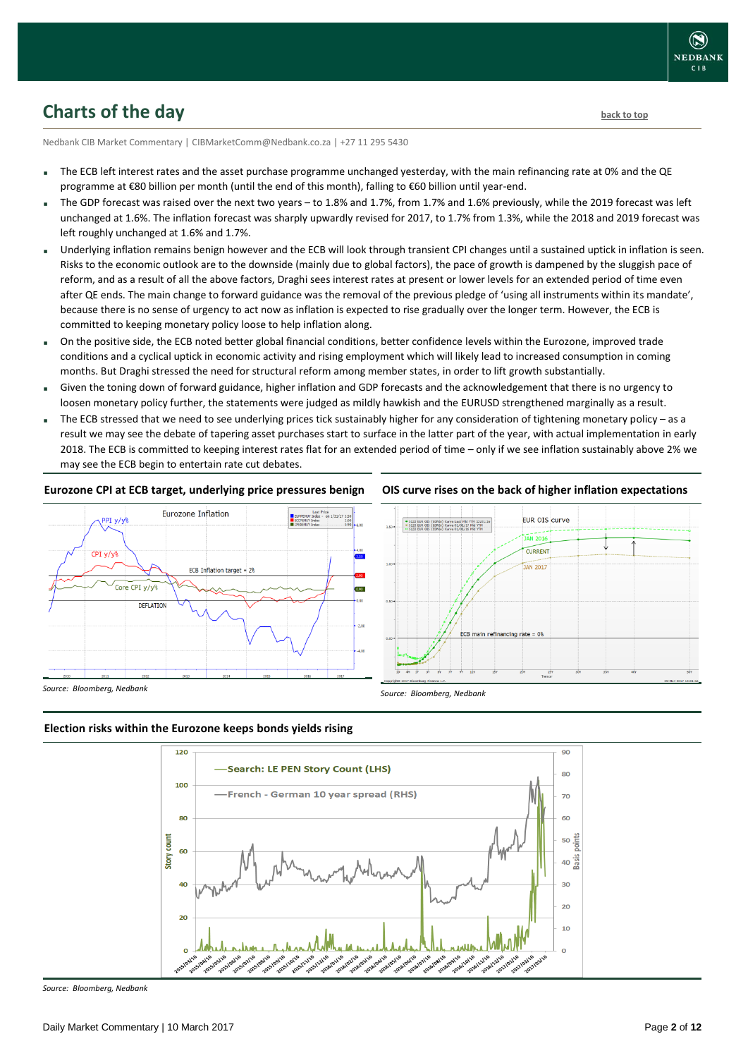## Charts of the day

back to top

Nedbank CIB Market Commentary | CIBMarketComm@Nedbank.co.za | +27 11 295 5430

- The ECB left interest rates and the asset purchase programme unchanged yesterday, with the main refinancing rate at 0% and the QE programme at €80 billion per month (until the end of this month), falling to €60 billion until year-end.
- The GDP forecast was raised over the next two years – to 1.8% and 1.7%, from 1.7% and 1.6% previously, while the 2019 forecast was left unchanged at 1.6%. The inflation forecast was sharply upwardly revised for 2017, to 1.7% from 1.3%, while the 2018 and 2019 forecast was left roughly unchanged at 1.6% and 1.7%.
- Underlying inflation remains benign however and the ECB will look through transient CPI changes until a sustained uptick in inflation is seen. Risks to the economic outlook are to the downside (mainly due to global factors), the pace of growth is dampened by the sluggish pace of reform, and as a result of all the above factors, Draghi sees interest rates at present or lower levels for an extended period of time even after QE ends. The main change to forward guidance was the removal of the previous pledge of 'using all instruments within its mandate', because there is no sense of urgency to act now as inflation is expected to rise gradually over the longer term. However, the ECB is committed to keeping monetary policy loose to help inflation along.
- On the positive side, the ECB noted better global financial conditions, better confidence levels within the Eurozone, improved trade conditions and a cyclical uptick in economic activity and rising employment which will likely lead to increased consumption in coming months. But Draghi stressed the need for structural reform among member states, in order to lift growth substantially.
- Given the toning down of forward guidance, higher inflation and GDP forecasts and the acknowledgement that there is no urgency to loosen monetary policy further, the statements were judged as mildly hawkish and the EURUSD strengthened marginally as a result.
- The ECB stressed that we need to see underlying prices tick sustainably higher for any consideration of tightening monetary policy – as a result we may see the debate of tapering asset purchases start to surface in the latter part of the year, with actual implementation in early 2018. The ECB is committed to keeping interest rates flat for an extended period of time – only if we see inflation sustainably above 2% we may see the ECB begin to entertain rate cut debates.

**Eurozone CPI at ECB target, underlying price pressures benign**

*Source: Bloomberg, Nedbank*

**OIS curve rises on the back of higher inflation expectations**

*Source: Bloomberg, Nedbank*

**Election risks within the Eurozone keeps bonds yields rising**

*Source: Bloomberg, Nedbank*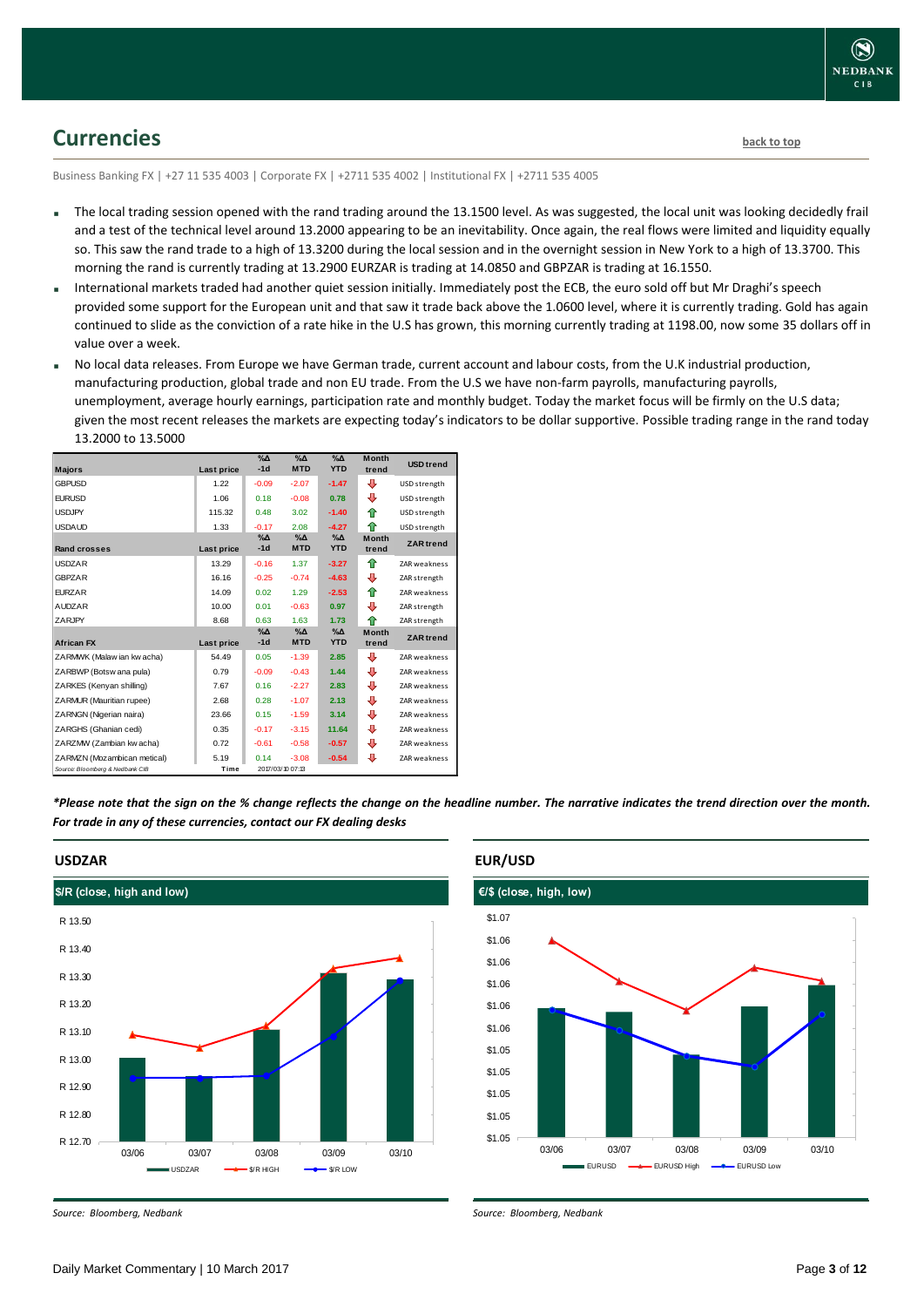## Currencies

back to top

Business Banking FX | +27 11 535 4003 | Corporate FX | +2711 535 4002 | Institutional FX | +2711 535 4005

- The local trading session opened with the rand trading around the 13.1500 level. As was suggested, the local unit was looking decidedly frail and a test of the technical level around 13.2000 appearing to be an inevitability. Once again, the real flows were limited and liquidity equally so. This saw the rand trade to a high of 13.3200 during the local session and in the overnight session in New York to a high of 13.3700. This morning the rand is currently trading at 13.2900 EURZAR is trading at 14.0850 and GBPZAR is trading at 16.1550.
- International markets traded had another quiet session initially. Immediately post the ECB, the euro sold off but Mr Draghi's speech provided some support for the European unit and that saw it trade back above the 1.0600 level, where it is currently trading. Gold has again continued to slide as the conviction of a rate hike in the U.S has grown, this morning currently trading at 1198.00, now some 35 dollars off in value over a week.
- No local data releases. From Europe we have German trade, current account and labour costs, from the U.K industrial production, manufacturing production, global trade and non EU trade. From the U.S we have non-farm payrolls, manufacturing payrolls, unemployment, average hourly earnings, participation rate and monthly budget. Today the market focus will be firmly on the U.S data; given the most recent releases the markets are expecting today's indicators to be dollar supportive. Possible trading range in the rand today 13.2000 to 13.5000

| Majors | Last price | %Δ -1d | %Δ MTD | %Δ YTD | Month trend | USD trend |
|---|---|---|---|---|---|---|
| GBPUSD | 1.22 | -0.09 | -2.07 | -1.47 | ⇩ | USD strength |
| EURUSD | 1.06 | 0.18 | -0.08 | 0.78 | ⇩ | USD strength |
| USDJPY | 115.32 | 0.48 | 3.02 | -1.40 | ⇧ | USD strength |
| USDAUD | 1.33 | -0.17 | 2.08 | -4.27 | ⇧ | USD strength |
| **Rand crosses** | **Last price** | **%Δ -1d** | **%Δ MTD** | **%Δ YTD** | **Month trend** | **ZAR trend** |
| USDZAR | 13.29 | -0.16 | 1.37 | -3.27 | ⇧ | ZAR weakness |
| GBPZAR | 16.16 | -0.25 | -0.74 | -4.63 | ⇩ | ZAR strength |
| EURZAR | 14.09 | 0.02 | 1.29 | -2.53 | ⇧ | ZAR weakness |
| AUDZAR | 10.00 | 0.01 | -0.63 | 0.97 | ⇩ | ZAR strength |
| ZARJPY | 8.68 | 0.63 | 1.63 | 1.73 | ⇧ | ZAR strength |
| **African FX** | **Last price** | **%Δ -1d** | **%Δ MTD** | **%Δ YTD** | **Month trend** | **ZAR trend** |
| ZARMWK (Malawian kwacha) | 54.49 | 0.05 | -1.39 | 2.85 | ⇩ | ZAR weakness |
| ZARBWP (Botswana pula) | 0.79 | -0.09 | -0.43 | 1.44 | ⇩ | ZAR weakness |
| ZARKES (Kenyan shilling) | 7.67 | 0.16 | -2.27 | 2.83 | ⇩ | ZAR weakness |
| ZARMUR (Mauritian rupee) | 2.68 | 0.28 | -1.07 | 2.13 | ⇩ | ZAR weakness |
| ZARNGN (Nigerian naira) | 23.66 | 0.15 | -1.59 | 3.14 | ⇩ | ZAR weakness |
| ZARGHS (Ghanian cedi) | 0.35 | -0.17 | -3.15 | 11.64 | ⇩ | ZAR weakness |
| ZARZMW (Zambian kwacha) | 0.72 | -0.61 | -0.58 | -0.57 | ⇩ | ZAR weakness |
| ZARMZN (Mozambican metical) | 5.19 | 0.14 | -3.08 | -0.54 | ⇩ | ZAR weakness |

Source: Bloomberg & Nedbank CIB | Time 2017/03/10 07:13

*\*Please note that the sign on the % change reflects the change on the headline number. The narrative indicates the trend direction over the month. For trade in any of these currencies, contact our FX dealing desks*

### USDZAR

$/R (close, high and low)

Source: Bloomberg, Nedbank

### EUR/USD

€/$ (close, high, low)

Source: Bloomberg, Nedbank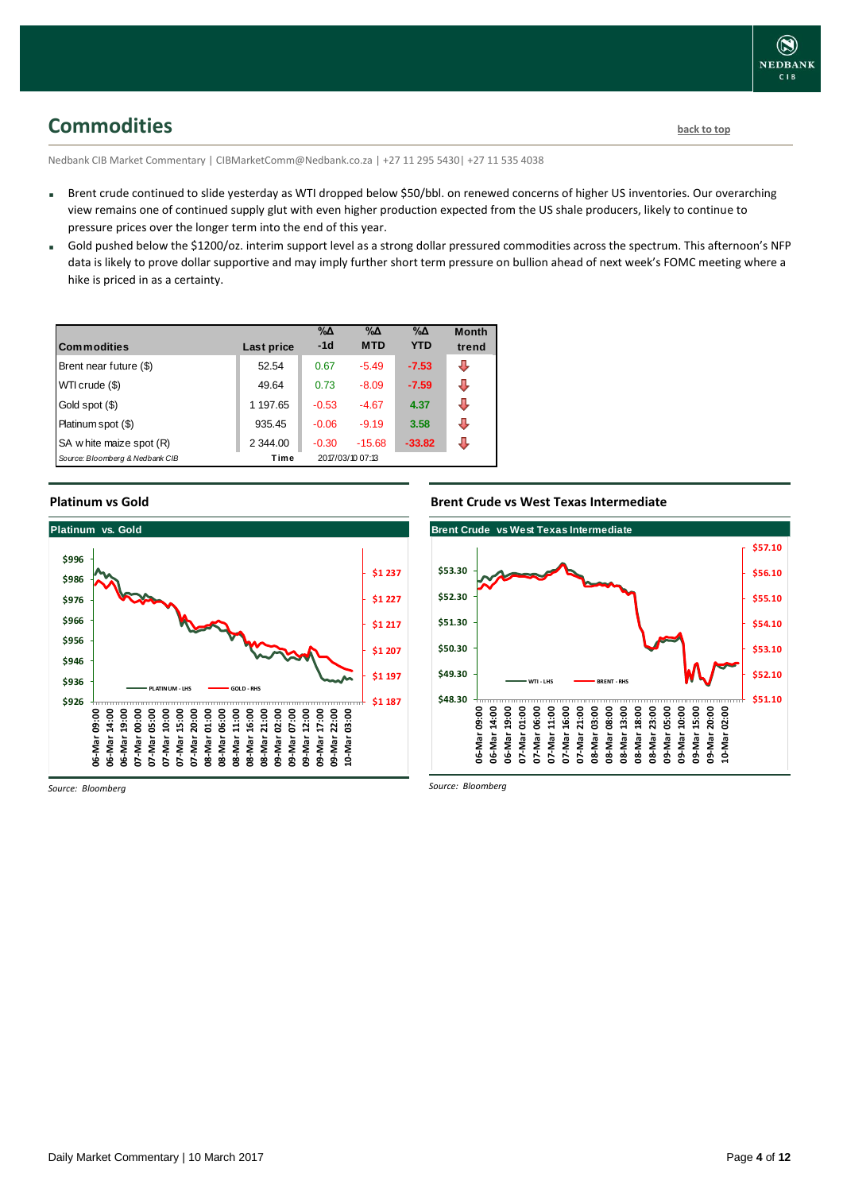## Commodities

back to top

Nedbank CIB Market Commentary | CIBMarketComm@Nedbank.co.za | +27 11 295 5430| +27 11 535 4038

- Brent crude continued to slide yesterday as WTI dropped below $50/bbl. on renewed concerns of higher US inventories. Our overarching view remains one of continued supply glut with even higher production expected from the US shale producers, likely to continue to pressure prices over the longer term into the end of this year.
- Gold pushed below the $1200/oz. interim support level as a strong dollar pressured commodities across the spectrum. This afternoon's NFP data is likely to prove dollar supportive and may imply further short term pressure on bullion ahead of next week's FOMC meeting where a hike is priced in as a certainty.

| Commodities | Last price | %Δ -1d | %Δ MTD | %Δ YTD | Month trend |
|---|---|---|---|---|---|
| Brent near future ($) | 52.54 | 0.67 | -5.49 | -7.53 | ⇩ |
| WTI crude ($) | 49.64 | 0.73 | -8.09 | -7.59 | ⇩ |
| Gold spot ($) | 1 197.65 | -0.53 | -4.67 | 4.37 | ⇩ |
| Platinum spot ($) | 935.45 | -0.06 | -9.19 | 3.58 | ⇩ |
| SA white maize spot (R) | 2 344.00 | -0.30 | -15.68 | -33.82 | ⇩ |
| *Source: Bloomberg & Nedbank CIB* | Time | 2017/03/10 07:13 | | | |

### Platinum vs Gold

*Source: Bloomberg*

### Brent Crude vs West Texas Intermediate

*Source: Bloomberg*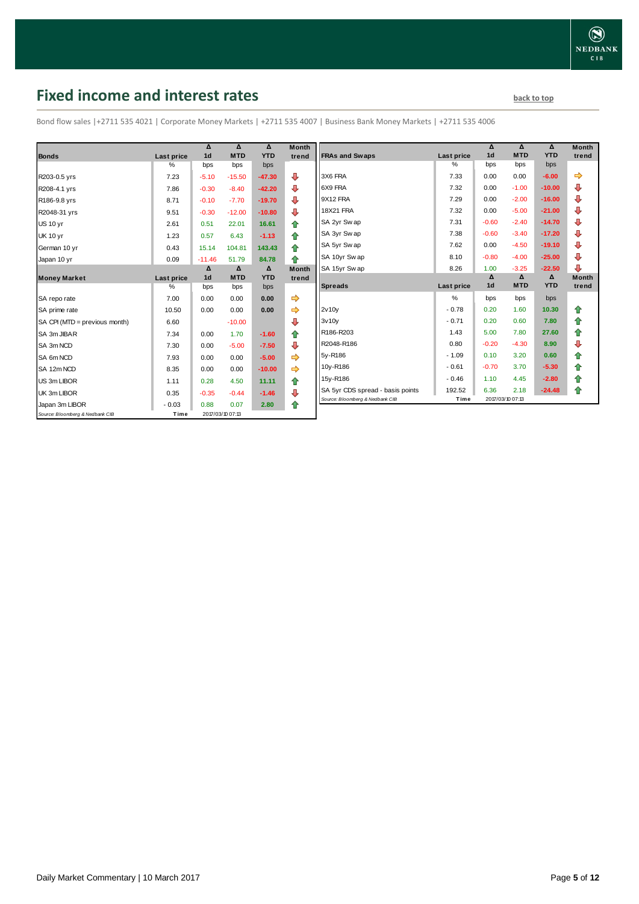## Fixed income and interest rates

back to top

Bond flow sales |+2711 535 4021 | Corporate Money Markets | +2711 535 4007 | Business Bank Money Markets | +2711 535 4006

| Bonds | Last price | Δ 1d | Δ MTD | Δ YTD | Month trend |
|---|---|---|---|---|---|
| | % | bps | bps | bps | |
| R203-0.5 yrs | 7.23 | -5.10 | -15.50 | -47.30 | ⇩ |
| R208-4.1 yrs | 7.86 | -0.30 | -8.40 | -42.20 | ⇩ |
| R186-9.8 yrs | 8.71 | -0.10 | -7.70 | -19.70 | ⇩ |
| R2048-31 yrs | 9.51 | -0.30 | -12.00 | -10.80 | ⇩ |
| US 10 yr | 2.61 | 0.51 | 22.01 | 16.61 | ⇧ |
| UK 10 yr | 1.23 | 0.57 | 6.43 | -1.13 | ⇧ |
| German 10 yr | 0.43 | 15.14 | 104.81 | 143.43 | ⇧ |
| Japan 10 yr | 0.09 | -11.46 | 51.79 | 84.78 | ⇧ |

| Money Market | Last price | Δ 1d | Δ MTD | Δ YTD | Month trend |
|---|---|---|---|---|---|
| | % | bps | bps | bps | |
| SA repo rate | 7.00 | 0.00 | 0.00 | 0.00 | ⇨ |
| SA prime rate | 10.50 | 0.00 | 0.00 | 0.00 | ⇨ |
| SA CPI (MTD = previous month) | 6.60 | | -10.00 | | ⇩ |
| SA 3m JIBAR | 7.34 | 0.00 | 1.70 | -1.60 | ⇧ |
| SA 3m NCD | 7.30 | 0.00 | -5.00 | -7.50 | ⇩ |
| SA 6m NCD | 7.93 | 0.00 | 0.00 | -5.00 | ⇨ |
| SA 12m NCD | 8.35 | 0.00 | 0.00 | -10.00 | ⇨ |
| US 3m LIBOR | 1.11 | 0.28 | 4.50 | 11.11 | ⇧ |
| UK 3m LIBOR | 0.35 | -0.35 | -0.44 | -1.46 | ⇩ |
| Japan 3m LIBOR | -0.03 | 0.88 | 0.07 | 2.80 | ⇧ |

Source: Bloomberg & Nedbank CIB | Time 2017/03/10 07:13

| FRAs and Swaps | Last price | Δ 1d | Δ MTD | Δ YTD | Month trend |
|---|---|---|---|---|---|
| | % | bps | bps | bps | |
| 3X6 FRA | 7.33 | 0.00 | 0.00 | -6.00 | ⇨ |
| 6X9 FRA | 7.32 | 0.00 | -1.00 | -10.00 | ⇩ |
| 9X12 FRA | 7.29 | 0.00 | -2.00 | -16.00 | ⇩ |
| 18X21 FRA | 7.32 | 0.00 | -5.00 | -21.00 | ⇩ |
| SA 2yr Swap | 7.31 | -0.60 | -2.40 | -14.70 | ⇩ |
| SA 3yr Swap | 7.38 | -0.60 | -3.40 | -17.20 | ⇩ |
| SA 5yr Swap | 7.62 | 0.00 | -4.50 | -19.10 | ⇩ |
| SA 10yr Swap | 8.10 | -0.80 | -4.00 | -25.00 | ⇩ |
| SA 15yr Swap | 8.26 | 1.00 | -3.25 | -22.50 | ⇩ |

| Spreads | Last price | Δ 1d | Δ MTD | Δ YTD | Month trend |
|---|---|---|---|---|---|
| | % | bps | bps | bps | |
| 2v10y | -0.78 | 0.20 | 1.60 | 10.30 | ⇧ |
| 3v10y | -0.71 | 0.20 | 0.60 | 7.80 | ⇧ |
| R186-R203 | 1.43 | 5.00 | 7.80 | 27.60 | ⇧ |
| R2048-R186 | 0.80 | -0.20 | -4.30 | 8.90 | ⇩ |
| 5y-R186 | -1.09 | 0.10 | 3.20 | 0.60 | ⇧ |
| 10y-R186 | -0.61 | -0.70 | 3.70 | -5.30 | ⇧ |
| 15y-R186 | -0.46 | 1.10 | 4.45 | -2.80 | ⇧ |
| SA 5yr CDS spread - basis points | 192.52 | 6.36 | 2.18 | -24.48 | ⇧ |

Source: Bloomberg & Nedbank CIB | Time 2017/03/10 07:13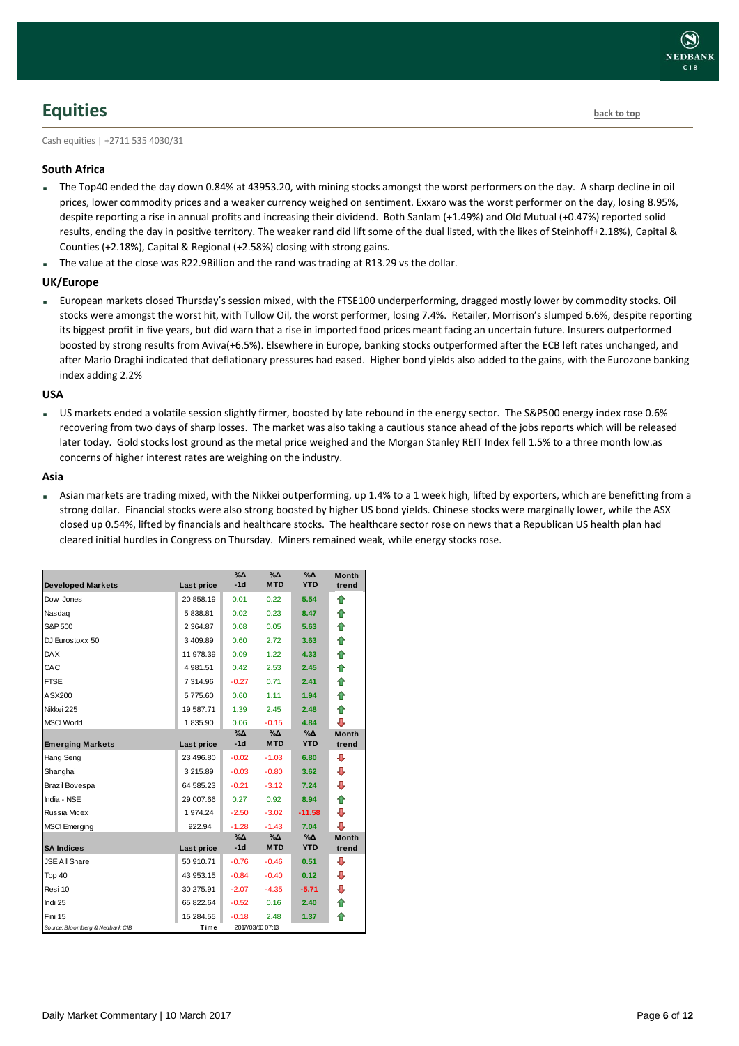## Equities

back to top

Cash equities | +2711 535 4030/31

### South Africa

- The Top40 ended the day down 0.84% at 43953.20, with mining stocks amongst the worst performers on the day. A sharp decline in oil prices, lower commodity prices and a weaker currency weighed on sentiment. Exxaro was the worst performer on the day, losing 8.95%, despite reporting a rise in annual profits and increasing their dividend. Both Sanlam (+1.49%) and Old Mutual (+0.47%) reported solid results, ending the day in positive territory. The weaker rand did lift some of the dual listed, with the likes of Steinhoff+2.18%), Capital & Counties (+2.18%), Capital & Regional (+2.58%) closing with strong gains.
- The value at the close was R22.9Billion and the rand was trading at R13.29 vs the dollar.

### UK/Europe

- European markets closed Thursday's session mixed, with the FTSE100 underperforming, dragged mostly lower by commodity stocks. Oil stocks were amongst the worst hit, with Tullow Oil, the worst performer, losing 7.4%. Retailer, Morrison's slumped 6.6%, despite reporting its biggest profit in five years, but did warn that a rise in imported food prices meant facing an uncertain future. Insurers outperformed boosted by strong results from Aviva(+6.5%). Elsewhere in Europe, banking stocks outperformed after the ECB left rates unchanged, and after Mario Draghi indicated that deflationary pressures had eased. Higher bond yields also added to the gains, with the Eurozone banking index adding 2.2%

### USA

- US markets ended a volatile session slightly firmer, boosted by late rebound in the energy sector. The S&P500 energy index rose 0.6% recovering from two days of sharp losses. The market was also taking a cautious stance ahead of the jobs reports which will be released later today. Gold stocks lost ground as the metal price weighed and the Morgan Stanley REIT Index fell 1.5% to a three month low.as concerns of higher interest rates are weighing on the industry.

### Asia

- Asian markets are trading mixed, with the Nikkei outperforming, up 1.4% to a 1 week high, lifted by exporters, which are benefitting from a strong dollar. Financial stocks were also strong boosted by higher US bond yields. Chinese stocks were marginally lower, while the ASX closed up 0.54%, lifted by financials and healthcare stocks. The healthcare sector rose on news that a Republican US health plan had cleared initial hurdles in Congress on Thursday. Miners remained weak, while energy stocks rose.

| Developed Markets | Last price | %Δ -1d | %Δ MTD | %Δ YTD | Month trend |
|---|---|---|---|---|---|
| Dow Jones | 20 858.19 | 0.01 | 0.22 | 5.54 | ⇧ |
| Nasdaq | 5 838.81 | 0.02 | 0.23 | 8.47 | ⇧ |
| S&P 500 | 2 364.87 | 0.08 | 0.05 | 5.63 | ⇧ |
| DJ Eurostoxx 50 | 3 409.89 | 0.60 | 2.72 | 3.63 | ⇧ |
| DAX | 11 978.39 | 0.09 | 1.22 | 4.33 | ⇧ |
| CAC | 4 981.51 | 0.42 | 2.53 | 2.45 | ⇧ |
| FTSE | 7 314.96 | -0.27 | 0.71 | 2.41 | ⇧ |
| ASX200 | 5 775.60 | 0.60 | 1.11 | 1.94 | ⇧ |
| Nikkei 225 | 19 587.71 | 1.39 | 2.45 | 2.48 | ⇧ |
| MSCI World | 1 835.90 | 0.06 | -0.15 | 4.84 | ⇩ |
| **Emerging Markets** | **Last price** | **%Δ -1d** | **%Δ MTD** | **%Δ YTD** | **Month trend** |
| Hang Seng | 23 496.80 | -0.02 | -1.03 | 6.80 | ⇩ |
| Shanghai | 3 215.89 | -0.03 | -0.80 | 3.62 | ⇩ |
| Brazil Bovespa | 64 585.23 | -0.21 | -3.12 | 7.24 | ⇩ |
| India - NSE | 29 007.66 | 0.27 | 0.92 | 8.94 | ⇧ |
| Russia Micex | 1 974.24 | -2.50 | -3.02 | -11.58 | ⇩ |
| MSCI Emerging | 922.94 | -1.28 | -1.43 | 7.04 | ⇩ |
| **SA Indices** | **Last price** | **%Δ -1d** | **%Δ MTD** | **%Δ YTD** | **Month trend** |
| JSE All Share | 50 910.71 | -0.76 | -0.46 | 0.51 | ⇩ |
| Top 40 | 43 953.15 | -0.84 | -0.40 | 0.12 | ⇩ |
| Resi 10 | 30 275.91 | -2.07 | -4.35 | -5.71 | ⇩ |
| Indi 25 | 65 822.64 | -0.52 | 0.16 | 2.40 | ⇧ |
| Fini 15 | 15 284.55 | -0.18 | 2.48 | 1.37 | ⇧ |
| *Source: Bloomberg & Nedbank CIB* | Time | 2017/03/10 07:13 | | | |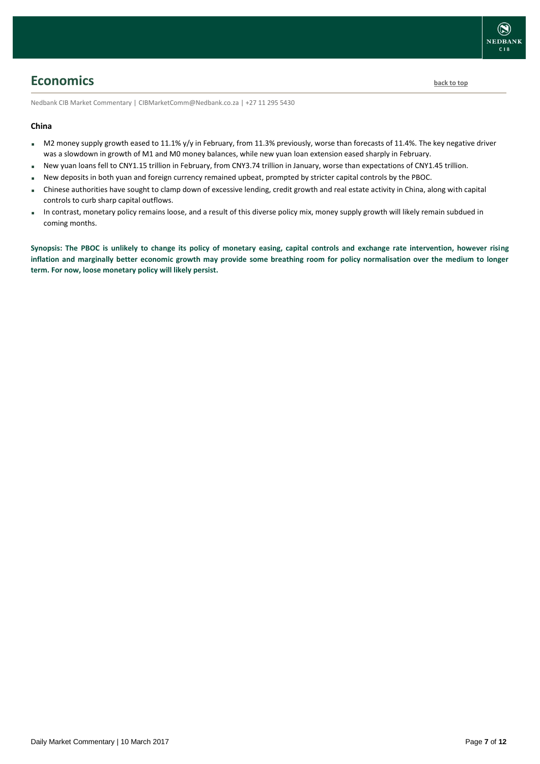## Economics

back to top

Nedbank CIB Market Commentary | CIBMarketComm@Nedbank.co.za | +27 11 295 5430

### China

- M2 money supply growth eased to 11.1% y/y in February, from 11.3% previously, worse than forecasts of 11.4%. The key negative driver was a slowdown in growth of M1 and M0 money balances, while new yuan loan extension eased sharply in February.
- New yuan loans fell to CNY1.15 trillion in February, from CNY3.74 trillion in January, worse than expectations of CNY1.45 trillion.
- New deposits in both yuan and foreign currency remained upbeat, prompted by stricter capital controls by the PBOC.
- Chinese authorities have sought to clamp down of excessive lending, credit growth and real estate activity in China, along with capital controls to curb sharp capital outflows.
- In contrast, monetary policy remains loose, and a result of this diverse policy mix, money supply growth will likely remain subdued in coming months.

**Synopsis: The PBOC is unlikely to change its policy of monetary easing, capital controls and exchange rate intervention, however rising inflation and marginally better economic growth may provide some breathing room for policy normalisation over the medium to longer term. For now, loose monetary policy will likely persist.**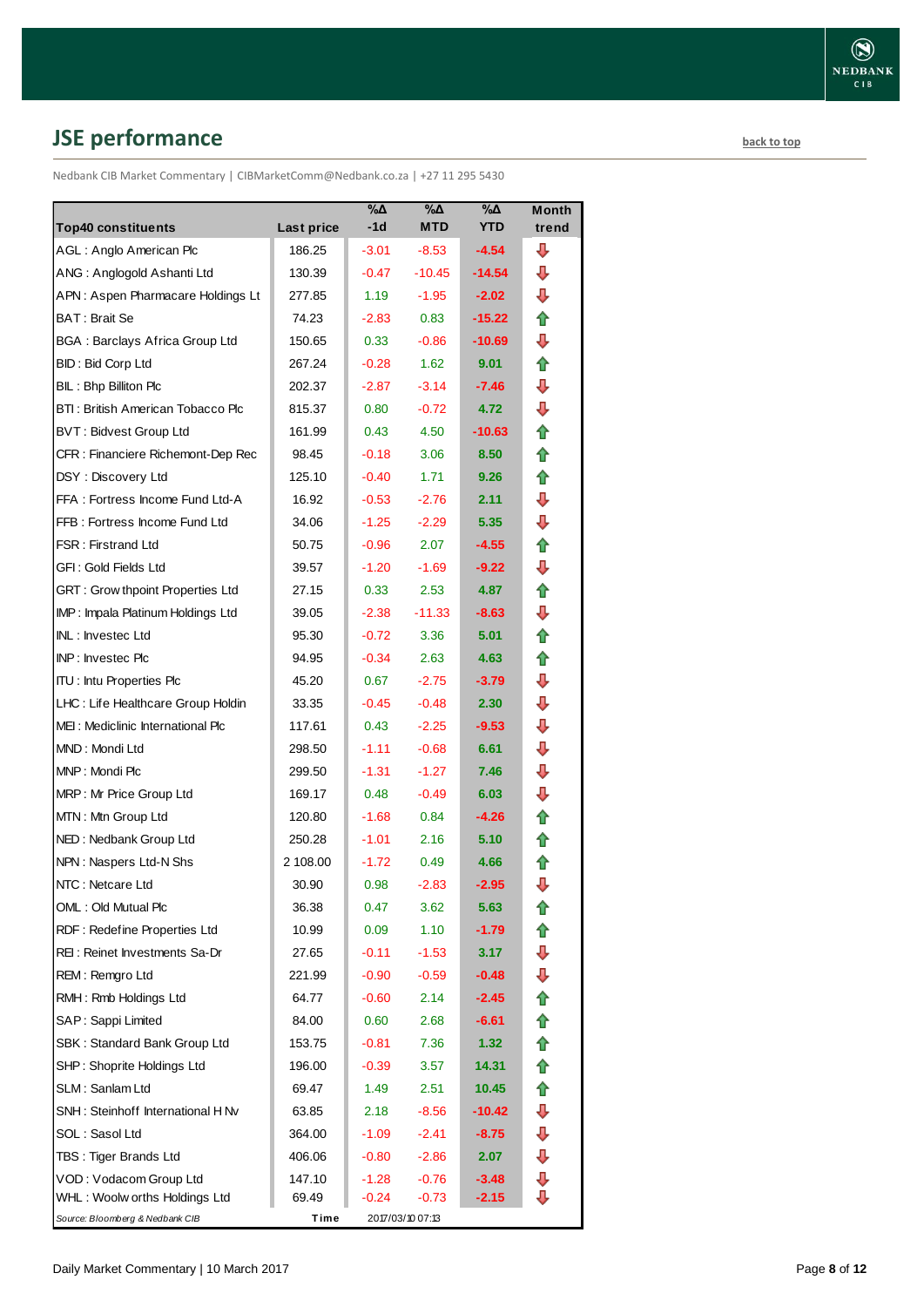## JSE performance

back to top

Nedbank CIB Market Commentary | CIBMarketComm@Nedbank.co.za | +27 11 295 5430

| Top40 constituents | Last price | %Δ -1d | %Δ MTD | %Δ YTD | Month trend |
|---|---|---|---|---|---|
| AGL : Anglo American Plc | 186.25 | -3.01 | -8.53 | -4.54 | ⇩ |
| ANG : Anglogold Ashanti Ltd | 130.39 | -0.47 | -10.45 | -14.54 | ⇩ |
| APN : Aspen Pharmacare Holdings Lt | 277.85 | 1.19 | -1.95 | -2.02 | ⇩ |
| BAT : Brait Se | 74.23 | -2.83 | 0.83 | -15.22 | ⇧ |
| BGA : Barclays Africa Group Ltd | 150.65 | 0.33 | -0.86 | -10.69 | ⇩ |
| BID : Bid Corp Ltd | 267.24 | -0.28 | 1.62 | 9.01 | ⇧ |
| BIL : Bhp Billiton Plc | 202.37 | -2.87 | -3.14 | -7.46 | ⇩ |
| BTI : British American Tobacco Plc | 815.37 | 0.80 | -0.72 | 4.72 | ⇩ |
| BVT : Bidvest Group Ltd | 161.99 | 0.43 | 4.50 | -10.63 | ⇧ |
| CFR : Financiere Richemont-Dep Rec | 98.45 | -0.18 | 3.06 | 8.50 | ⇧ |
| DSY : Discovery Ltd | 125.10 | -0.40 | 1.71 | 9.26 | ⇧ |
| FFA : Fortress Income Fund Ltd-A | 16.92 | -0.53 | -2.76 | 2.11 | ⇩ |
| FFB : Fortress Income Fund Ltd | 34.06 | -1.25 | -2.29 | 5.35 | ⇩ |
| FSR : Firstrand Ltd | 50.75 | -0.96 | 2.07 | -4.55 | ⇧ |
| GFI : Gold Fields Ltd | 39.57 | -1.20 | -1.69 | -9.22 | ⇩ |
| GRT : Growthpoint Properties Ltd | 27.15 | 0.33 | 2.53 | 4.87 | ⇧ |
| IMP : Impala Platinum Holdings Ltd | 39.05 | -2.38 | -11.33 | -8.63 | ⇩ |
| INL : Investec Ltd | 95.30 | -0.72 | 3.36 | 5.01 | ⇧ |
| INP : Investec Plc | 94.95 | -0.34 | 2.63 | 4.63 | ⇧ |
| ITU : Intu Properties Plc | 45.20 | 0.67 | -2.75 | -3.79 | ⇩ |
| LHC : Life Healthcare Group Holdin | 33.35 | -0.45 | -0.48 | 2.30 | ⇩ |
| MEI : Mediclinic International Plc | 117.61 | 0.43 | -2.25 | -9.53 | ⇩ |
| MND : Mondi Ltd | 298.50 | -1.11 | -0.68 | 6.61 | ⇩ |
| MNP : Mondi Plc | 299.50 | -1.31 | -1.27 | 7.46 | ⇩ |
| MRP : Mr Price Group Ltd | 169.17 | 0.48 | -0.49 | 6.03 | ⇩ |
| MTN : Mtn Group Ltd | 120.80 | -1.68 | 0.84 | -4.26 | ⇧ |
| NED : Nedbank Group Ltd | 250.28 | -1.01 | 2.16 | 5.10 | ⇧ |
| NPN : Naspers Ltd-N Shs | 2 108.00 | -1.72 | 0.49 | 4.66 | ⇧ |
| NTC : Netcare Ltd | 30.90 | 0.98 | -2.83 | -2.95 | ⇩ |
| OML : Old Mutual Plc | 36.38 | 0.47 | 3.62 | 5.63 | ⇧ |
| RDF : Redefine Properties Ltd | 10.99 | 0.09 | 1.10 | -1.79 | ⇧ |
| REI : Reinet Investments Sa-Dr | 27.65 | -0.11 | -1.53 | 3.17 | ⇩ |
| REM : Remgro Ltd | 221.99 | -0.90 | -0.59 | -0.48 | ⇩ |
| RMH : Rmb Holdings Ltd | 64.77 | -0.60 | 2.14 | -2.45 | ⇧ |
| SAP : Sappi Limited | 84.00 | 0.60 | 2.68 | -6.61 | ⇧ |
| SBK : Standard Bank Group Ltd | 153.75 | -0.81 | 7.36 | 1.32 | ⇧ |
| SHP : Shoprite Holdings Ltd | 196.00 | -0.39 | 3.57 | 14.31 | ⇧ |
| SLM : Sanlam Ltd | 69.47 | 1.49 | 2.51 | 10.45 | ⇧ |
| SNH : Steinhoff International H Nv | 63.85 | 2.18 | -8.56 | -10.42 | ⇩ |
| SOL : Sasol Ltd | 364.00 | -1.09 | -2.41 | -8.75 | ⇩ |
| TBS : Tiger Brands Ltd | 406.06 | -0.80 | -2.86 | 2.07 | ⇩ |
| VOD : Vodacom Group Ltd | 147.10 | -1.28 | -0.76 | -3.48 | ⇩ |
| WHL : Woolworths Holdings Ltd | 69.49 | -0.24 | -0.73 | -2.15 | ⇩ |

*Source: Bloomberg & Nedbank CIB* | **Time** 2017/03/10 07:13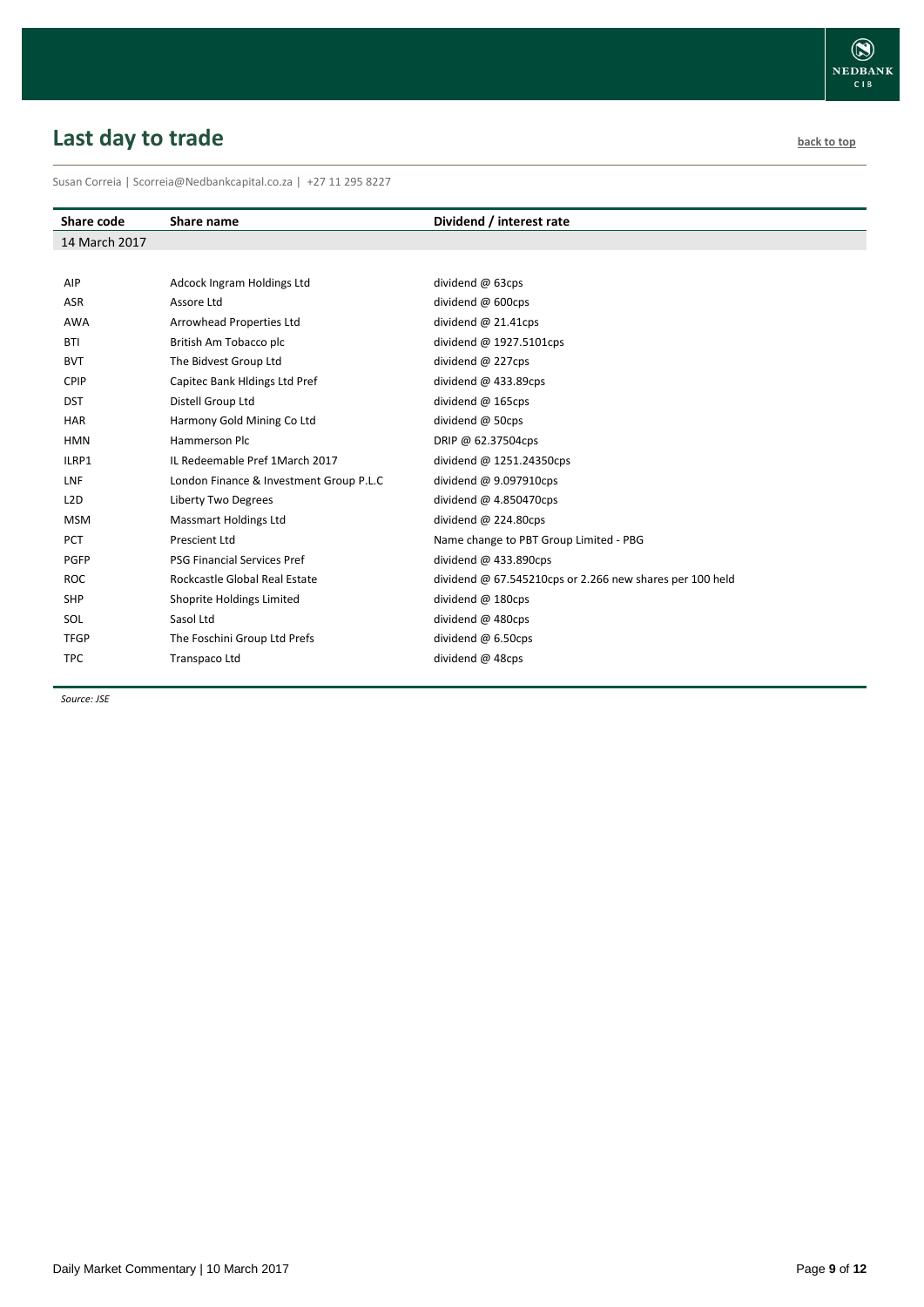## Last day to trade

back to top

Susan Correia | Scorreia@Nedbankcapital.co.za | +27 11 295 8227

| Share code | Share name | Dividend / interest rate |
|---|---|---|
| 14 March 2017 | | |
| AIP | Adcock Ingram Holdings Ltd | dividend @ 63cps |
| ASR | Assore Ltd | dividend @ 600cps |
| AWA | Arrowhead Properties Ltd | dividend @ 21.41cps |
| BTI | British Am Tobacco plc | dividend @ 1927.5101cps |
| BVT | The Bidvest Group Ltd | dividend @ 227cps |
| CPIP | Capitec Bank Hldings Ltd Pref | dividend @ 433.89cps |
| DST | Distell Group Ltd | dividend @ 165cps |
| HAR | Harmony Gold Mining Co Ltd | dividend @ 50cps |
| HMN | Hammerson Plc | DRIP @ 62.37504cps |
| ILRP1 | IL Redeemable Pref 1March 2017 | dividend @ 1251.24350cps |
| LNF | London Finance & Investment Group P.L.C | dividend @ 9.097910cps |
| L2D | Liberty Two Degrees | dividend @ 4.850470cps |
| MSM | Massmart Holdings Ltd | dividend @ 224.80cps |
| PCT | Prescient Ltd | Name change to PBT Group Limited - PBG |
| PGFP | PSG Financial Services Pref | dividend @ 433.890cps |
| ROC | Rockcastle Global Real Estate | dividend @ 67.545210cps or 2.266 new shares per 100 held |
| SHP | Shoprite Holdings Limited | dividend @ 180cps |
| SOL | Sasol Ltd | dividend @ 480cps |
| TFGP | The Foschini Group Ltd Prefs | dividend @ 6.50cps |
| TPC | Transpaco Ltd | dividend @ 48cps |

*Source: JSE*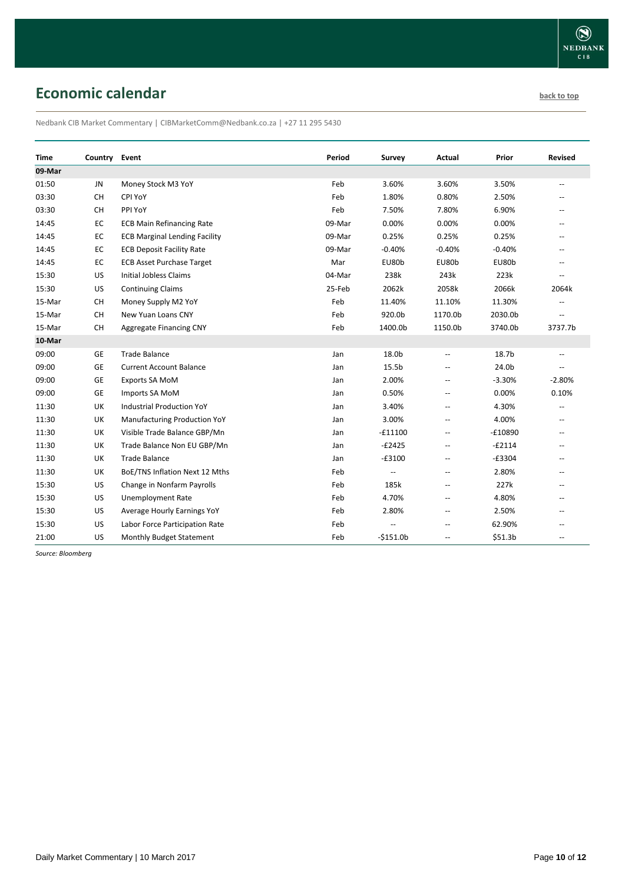# Economic calendar

back to top

Nedbank CIB Market Commentary | CIBMarketComm@Nedbank.co.za | +27 11 295 5430

| Time | Country | Event | Period | Survey | Actual | Prior | Revised |
|---|---|---|---|---|---|---|---|
| **09-Mar** | | | | | | | |
| 01:50 | JN | Money Stock M3 YoY | Feb | 3.60% | 3.60% | 3.50% | -- |
| 03:30 | CH | CPI YoY | Feb | 1.80% | 0.80% | 2.50% | -- |
| 03:30 | CH | PPI YoY | Feb | 7.50% | 7.80% | 6.90% | -- |
| 14:45 | EC | ECB Main Refinancing Rate | 09-Mar | 0.00% | 0.00% | 0.00% | -- |
| 14:45 | EC | ECB Marginal Lending Facility | 09-Mar | 0.25% | 0.25% | 0.25% | -- |
| 14:45 | EC | ECB Deposit Facility Rate | 09-Mar | -0.40% | -0.40% | -0.40% | -- |
| 14:45 | EC | ECB Asset Purchase Target | Mar | EU80b | EU80b | EU80b | -- |
| 15:30 | US | Initial Jobless Claims | 04-Mar | 238k | 243k | 223k | -- |
| 15:30 | US | Continuing Claims | 25-Feb | 2062k | 2058k | 2066k | 2064k |
| 15-Mar | CH | Money Supply M2 YoY | Feb | 11.40% | 11.10% | 11.30% | -- |
| 15-Mar | CH | New Yuan Loans CNY | Feb | 920.0b | 1170.0b | 2030.0b | -- |
| 15-Mar | CH | Aggregate Financing CNY | Feb | 1400.0b | 1150.0b | 3740.0b | 3737.7b |
| **10-Mar** | | | | | | | |
| 09:00 | GE | Trade Balance | Jan | 18.0b | -- | 18.7b | -- |
| 09:00 | GE | Current Account Balance | Jan | 15.5b | -- | 24.0b | -- |
| 09:00 | GE | Exports SA MoM | Jan | 2.00% | -- | -3.30% | -2.80% |
| 09:00 | GE | Imports SA MoM | Jan | 0.50% | -- | 0.00% | 0.10% |
| 11:30 | UK | Industrial Production YoY | Jan | 3.40% | -- | 4.30% | -- |
| 11:30 | UK | Manufacturing Production YoY | Jan | 3.00% | -- | 4.00% | -- |
| 11:30 | UK | Visible Trade Balance GBP/Mn | Jan | -£11100 | -- | -£10890 | -- |
| 11:30 | UK | Trade Balance Non EU GBP/Mn | Jan | -£2425 | -- | -£2114 | -- |
| 11:30 | UK | Trade Balance | Jan | -£3100 | -- | -£3304 | -- |
| 11:30 | UK | BoE/TNS Inflation Next 12 Mths | Feb | -- | -- | 2.80% | -- |
| 15:30 | US | Change in Nonfarm Payrolls | Feb | 185k | -- | 227k | -- |
| 15:30 | US | Unemployment Rate | Feb | 4.70% | -- | 4.80% | -- |
| 15:30 | US | Average Hourly Earnings YoY | Feb | 2.80% | -- | 2.50% | -- |
| 15:30 | US | Labor Force Participation Rate | Feb | -- | -- | 62.90% | -- |
| 21:00 | US | Monthly Budget Statement | Feb | -$151.0b | -- | $51.3b | -- |

*Source: Bloomberg*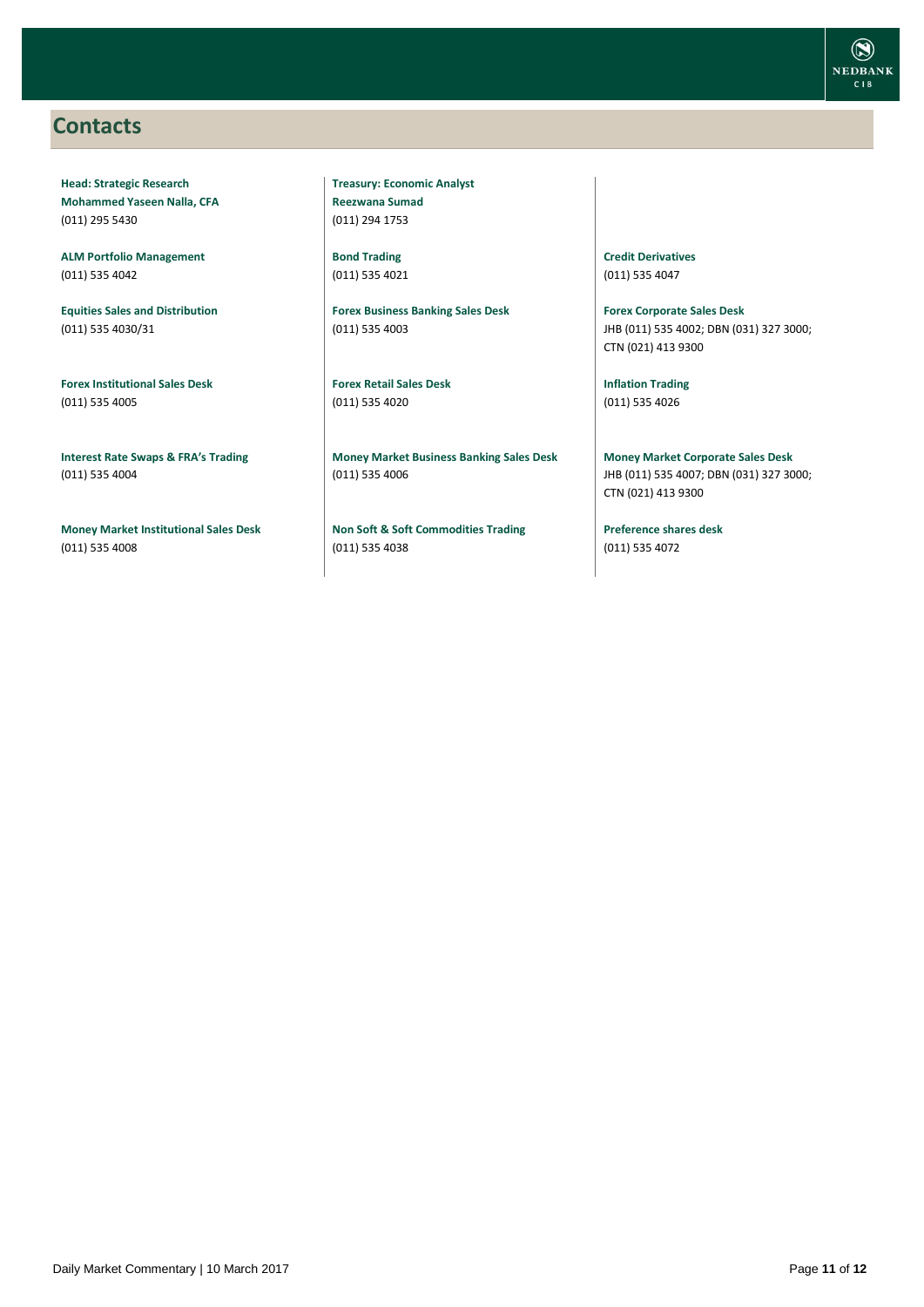## Contacts

**Head: Strategic Research**
**Mohammed Yaseen Nalla, CFA**
(011) 295 5430

**ALM Portfolio Management**
(011) 535 4042

**Equities Sales and Distribution**
(011) 535 4030/31

**Forex Institutional Sales Desk**
(011) 535 4005

**Interest Rate Swaps & FRA's Trading**
(011) 535 4004

**Money Market Institutional Sales Desk**
(011) 535 4008

**Treasury: Economic Analyst**
**Reezwana Sumad**
(011) 294 1753

**Bond Trading**
(011) 535 4021

**Forex Business Banking Sales Desk**
(011) 535 4003

**Forex Retail Sales Desk**
(011) 535 4020

**Money Market Business Banking Sales Desk**
(011) 535 4006

**Non Soft & Soft Commodities Trading**
(011) 535 4038

**Credit Derivatives**
(011) 535 4047

**Forex Corporate Sales Desk**
JHB (011) 535 4002; DBN (031) 327 3000; CTN (021) 413 9300

**Inflation Trading**
(011) 535 4026

**Money Market Corporate Sales Desk**
JHB (011) 535 4007; DBN (031) 327 3000; CTN (021) 413 9300

**Preference shares desk**
(011) 535 4072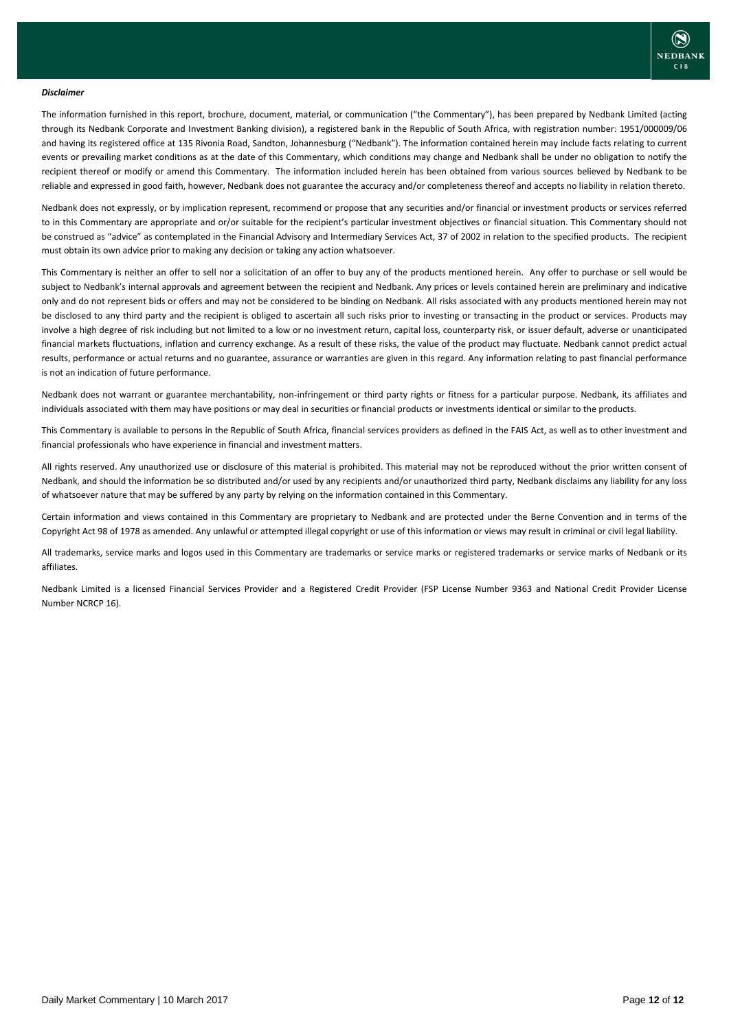***Disclaimer***

The information furnished in this report, brochure, document, material, or communication ("the Commentary"), has been prepared by Nedbank Limited (acting through its Nedbank Corporate and Investment Banking division), a registered bank in the Republic of South Africa, with registration number: 1951/000009/06 and having its registered office at 135 Rivonia Road, Sandton, Johannesburg ("Nedbank"). The information contained herein may include facts relating to current events or prevailing market conditions as at the date of this Commentary, which conditions may change and Nedbank shall be under no obligation to notify the recipient thereof or modify or amend this Commentary. The information included herein has been obtained from various sources believed by Nedbank to be reliable and expressed in good faith, however, Nedbank does not guarantee the accuracy and/or completeness thereof and accepts no liability in relation thereto.

Nedbank does not expressly, or by implication represent, recommend or propose that any securities and/or financial or investment products or services referred to in this Commentary are appropriate and or/or suitable for the recipient's particular investment objectives or financial situation. This Commentary should not be construed as "advice" as contemplated in the Financial Advisory and Intermediary Services Act, 37 of 2002 in relation to the specified products. The recipient must obtain its own advice prior to making any decision or taking any action whatsoever.

This Commentary is neither an offer to sell nor a solicitation of an offer to buy any of the products mentioned herein. Any offer to purchase or sell would be subject to Nedbank's internal approvals and agreement between the recipient and Nedbank. Any prices or levels contained herein are preliminary and indicative only and do not represent bids or offers and may not be considered to be binding on Nedbank. All risks associated with any products mentioned herein may not be disclosed to any third party and the recipient is obliged to ascertain all such risks prior to investing or transacting in the product or services. Products may involve a high degree of risk including but not limited to a low or no investment return, capital loss, counterparty risk, or issuer default, adverse or unanticipated financial markets fluctuations, inflation and currency exchange. As a result of these risks, the value of the product may fluctuate. Nedbank cannot predict actual results, performance or actual returns and no guarantee, assurance or warranties are given in this regard. Any information relating to past financial performance is not an indication of future performance.

Nedbank does not warrant or guarantee merchantability, non-infringement or third party rights or fitness for a particular purpose. Nedbank, its affiliates and individuals associated with them may have positions or may deal in securities or financial products or investments identical or similar to the products.

This Commentary is available to persons in the Republic of South Africa, financial services providers as defined in the FAIS Act, as well as to other investment and financial professionals who have experience in financial and investment matters.

All rights reserved. Any unauthorized use or disclosure of this material is prohibited. This material may not be reproduced without the prior written consent of Nedbank, and should the information be so distributed and/or used by any recipients and/or unauthorized third party, Nedbank disclaims any liability for any loss of whatsoever nature that may be suffered by any party by relying on the information contained in this Commentary.

Certain information and views contained in this Commentary are proprietary to Nedbank and are protected under the Berne Convention and in terms of the Copyright Act 98 of 1978 as amended. Any unlawful or attempted illegal copyright or use of this information or views may result in criminal or civil legal liability.

All trademarks, service marks and logos used in this Commentary are trademarks or service marks or registered trademarks or service marks of Nedbank or its affiliates.

Nedbank Limited is a licensed Financial Services Provider and a Registered Credit Provider (FSP License Number 9363 and National Credit Provider License Number NCRCP 16).